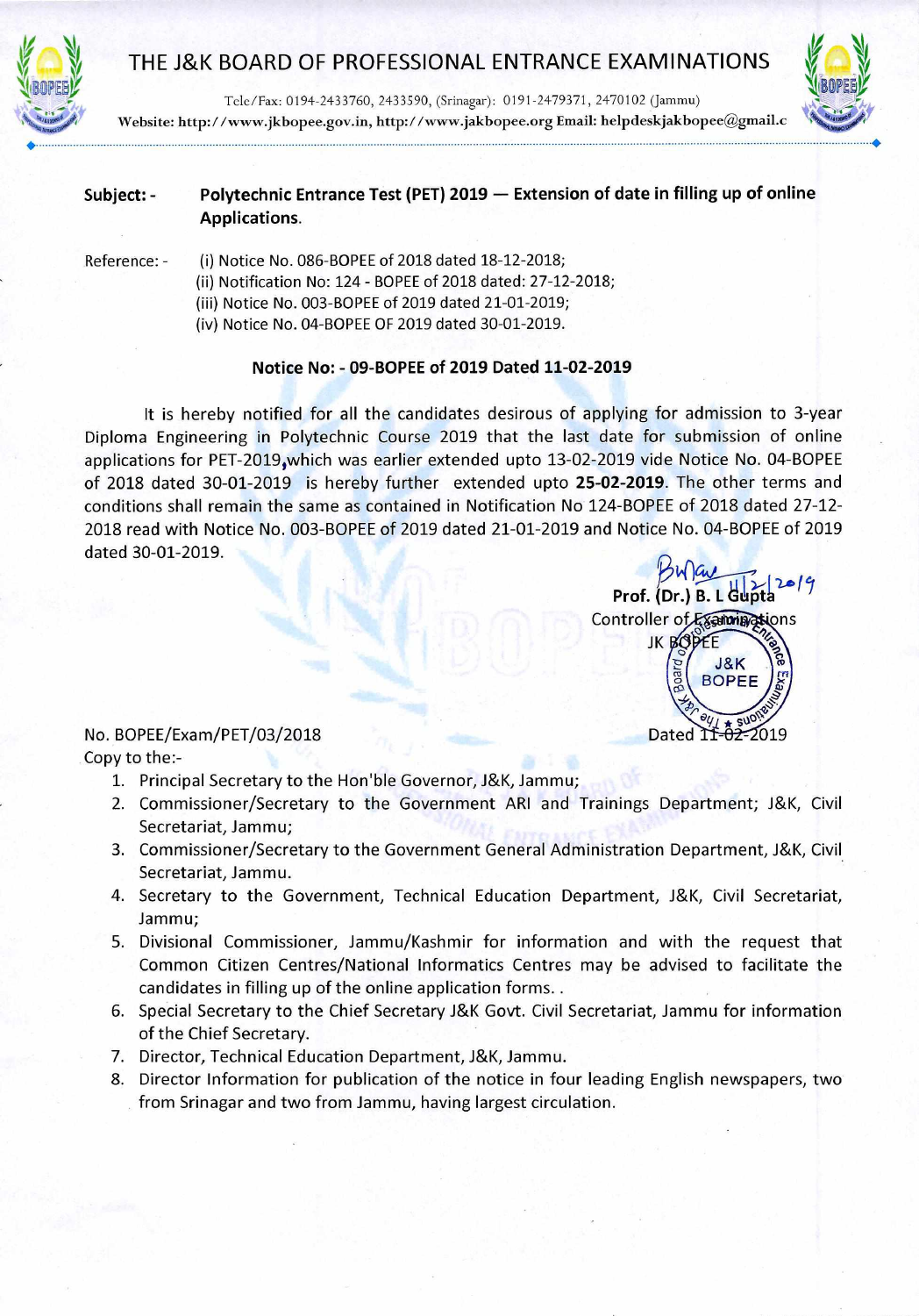# THE J&K BOARD OF PROFESSIONAL ENTRANCE EXAMINATIONS

Tele/Fax: 0194-2433760, 2433590, (Srinagar): 0191-2479371, 2470102 (Jammu)
Website: http://www.jkbopee.gov.in, http://www.jakbopee.org Email: helpdeskjakbopee@gmail.c

**Subject: -** **Polytechnic Entrance Test (PET) 2019 — Extension of date in filling up of online Applications.**

Reference: -
(i) Notice No. 086-BOPEE of 2018 dated 18-12-2018;
(ii) Notification No: 124 - BOPEE of 2018 dated: 27-12-2018;
(iii) Notice No. 003-BOPEE of 2019 dated 21-01-2019;
(iv) Notice No. 04-BOPEE OF 2019 dated 30-01-2019.

**Notice No: - 09-BOPEE of 2019 Dated 11-02-2019**

It is hereby notified for all the candidates desirous of applying for admission to 3-year Diploma Engineering in Polytechnic Course 2019 that the last date for submission of online applications for PET-2019,which was earlier extended upto 13-02-2019 vide Notice No. 04-BOPEE of 2018 dated 30-01-2019 is hereby further extended upto **25-02-2019**. The other terms and conditions shall remain the same as contained in Notification No 124-BOPEE of 2018 dated 27-12-2018 read with Notice No. 003-BOPEE of 2019 dated 21-01-2019 and Notice No. 04-BOPEE of 2019 dated 30-01-2019.

Prof. (Dr.) B. L Gupta
Controller of Examinations
JK BOPEE

No. BOPEE/Exam/PET/03/2018

Dated 11-02-2019

Copy to the:-

1. Principal Secretary to the Hon'ble Governor, J&K, Jammu;
2. Commissioner/Secretary to the Government ARI and Trainings Department; J&K, Civil Secretariat, Jammu;
3. Commissioner/Secretary to the Government General Administration Department, J&K, Civil Secretariat, Jammu.
4. Secretary to the Government, Technical Education Department, J&K, Civil Secretariat, Jammu;
5. Divisional Commissioner, Jammu/Kashmir for information and with the request that Common Citizen Centres/National Informatics Centres may be advised to facilitate the candidates in filling up of the online application forms. .
6. Special Secretary to the Chief Secretary J&K Govt. Civil Secretariat, Jammu for information of the Chief Secretary.
7. Director, Technical Education Department, J&K, Jammu.
8. Director Information for publication of the notice in four leading English newspapers, two from Srinagar and two from Jammu, having largest circulation.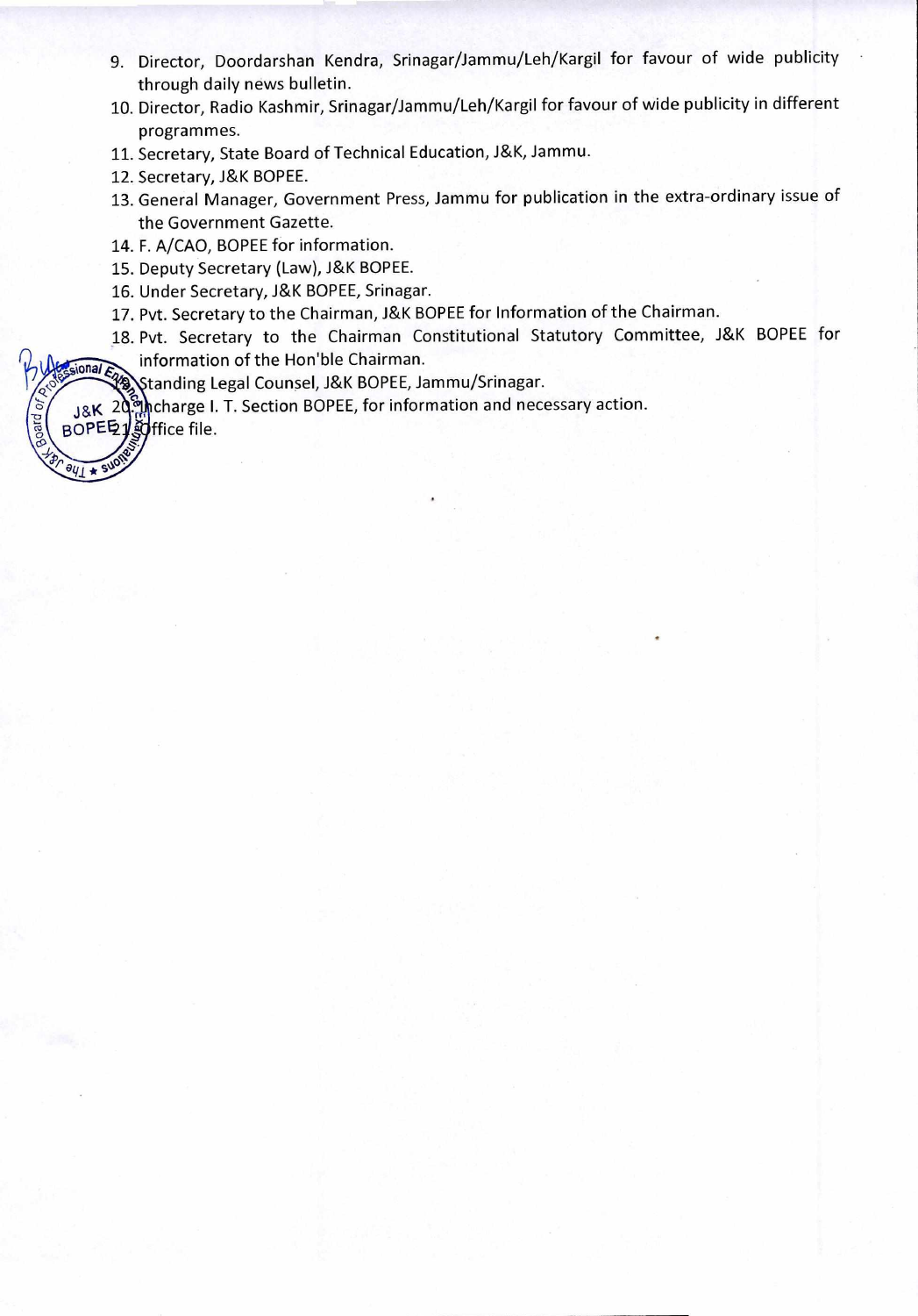9. Director, Doordarshan Kendra, Srinagar/Jammu/Leh/Kargil for favour of wide publicity through daily news bulletin.
10. Director, Radio Kashmir, Srinagar/Jammu/Leh/Kargil for favour of wide publicity in different programmes.
11. Secretary, State Board of Technical Education, J&K, Jammu.
12. Secretary, J&K BOPEE.
13. General Manager, Government Press, Jammu for publication in the extra-ordinary issue of the Government Gazette.
14. F. A/CAO, BOPEE for information.
15. Deputy Secretary (Law), J&K BOPEE.
16. Under Secretary, J&K BOPEE, Srinagar.
17. Pvt. Secretary to the Chairman, J&K BOPEE for Information of the Chairman.
18. Pvt. Secretary to the Chairman Constitutional Statutory Committee, J&K BOPEE for information of the Hon'ble Chairman.
19. Standing Legal Counsel, J&K BOPEE, Jammu/Srinagar.
20. Incharge I. T. Section BOPEE, for information and necessary action.
21. Office file.